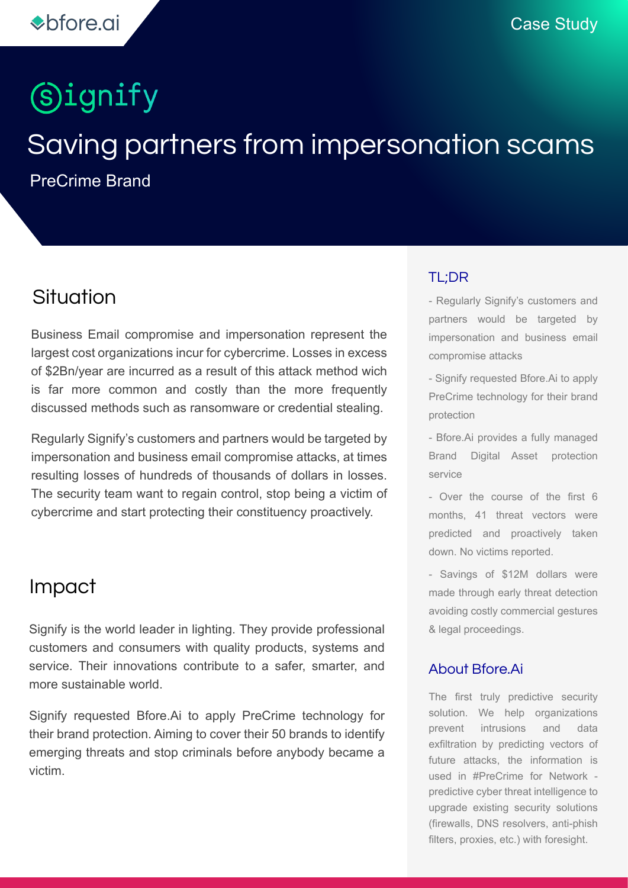bfore.ai

Case Study

Signify

# Saving partners from impersonation scams

PreCrime Brand

## Situation

Business Email compromise and impersonation represent the largest cost organizations incur for cybercrime. Losses in excess of $2Bn/year are incurred as a result of this attack method wich is far more common and costly than the more frequently discussed methods such as ransomware or credential stealing.

Regularly Signify's customers and partners would be targeted by impersonation and business email compromise attacks, at times resulting losses of hundreds of thousands of dollars in losses. The security team want to regain control, stop being a victim of cybercrime and start protecting their constituency proactively.

## Impact

Signify is the world leader in lighting. They provide professional customers and consumers with quality products, systems and service. Their innovations contribute to a safer, smarter, and more sustainable world.

Signify requested Bfore.Ai to apply PreCrime technology for their brand protection. Aiming to cover their 50 brands to identify emerging threats and stop criminals before anybody became a victim.

### TL;DR

- Regularly Signify's customers and partners would be targeted by impersonation and business email compromise attacks
- Signify requested Bfore.Ai to apply PreCrime technology for their brand protection
- Bfore.Ai provides a fully managed Brand Digital Asset protection service
- Over the course of the first 6 months, 41 threat vectors were predicted and proactively taken down. No victims reported.
- Savings of $12M dollars were made through early threat detection avoiding costly commercial gestures & legal proceedings.

### About Bfore.Ai

The first truly predictive security solution. We help organizations prevent intrusions and data exfiltration by predicting vectors of future attacks, the information is used in #PreCrime for Network - predictive cyber threat intelligence to upgrade existing security solutions (firewalls, DNS resolvers, anti-phish filters, proxies, etc.) with foresight.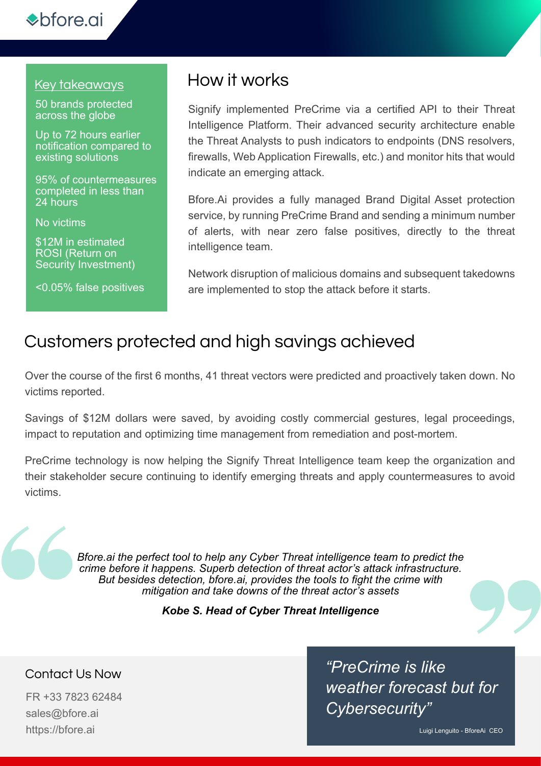## Key takeaways

- 50 brands protected across the globe
- Up to 72 hours earlier notification compared to existing solutions
- 95% of countermeasures completed in less than 24 hours
- No victims
- $12M in estimated ROSI (Return on Security Investment)
- <0.05% false positives

## How it works

Signify implemented PreCrime via a certified API to their Threat Intelligence Platform. Their advanced security architecture enable the Threat Analysts to push indicators to endpoints (DNS resolvers, firewalls, Web Application Firewalls, etc.) and monitor hits that would indicate an emerging attack.

Bfore.Ai provides a fully managed Brand Digital Asset protection service, by running PreCrime Brand and sending a minimum number of alerts, with near zero false positives, directly to the threat intelligence team.

Network disruption of malicious domains and subsequent takedowns are implemented to stop the attack before it starts.

## Customers protected and high savings achieved

Over the course of the first 6 months, 41 threat vectors were predicted and proactively taken down. No victims reported.

Savings of $12M dollars were saved, by avoiding costly commercial gestures, legal proceedings, impact to reputation and optimizing time management from remediation and post-mortem.

PreCrime technology is now helping the Signify Threat Intelligence team keep the organization and their stakeholder secure continuing to identify emerging threats and apply countermeasures to avoid victims.

> *Bfore.ai the perfect tool to help any Cyber Threat intelligence team to predict the crime before it happens. Superb detection of threat actor's attack infrastructure. But besides detection, bfore.ai, provides the tools to fight the crime with mitigation and take downs of the threat actor's assets*
>
> ***Kobe S. Head of Cyber Threat Intelligence***

### Contact Us Now

FR +33 7823 62484
sales@bfore.ai
https://bfore.ai

> *"PreCrime is like weather forecast but for Cybersecurity"*
>
> Luigi Lenguito - BforeAi CEO